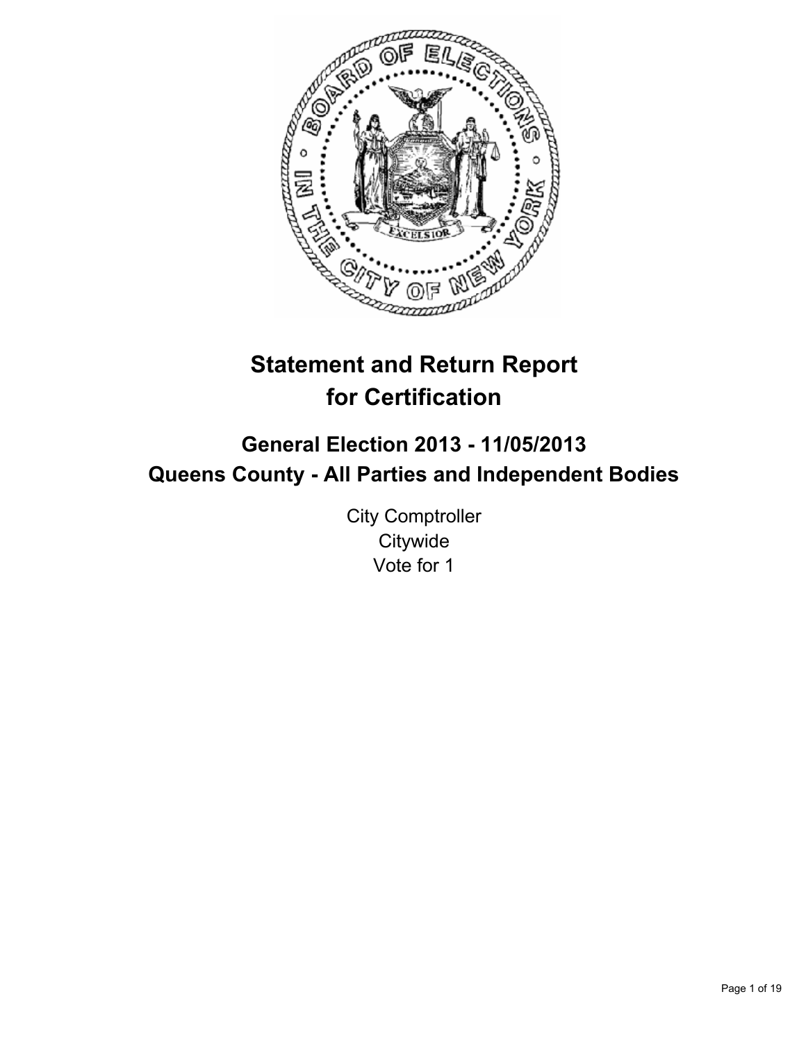# Statement and Return Report for Certification

## General Election 2013 - 11/05/2013
## Queens County - All Parties and Independent Bodies

City Comptroller
Citywide
Vote for 1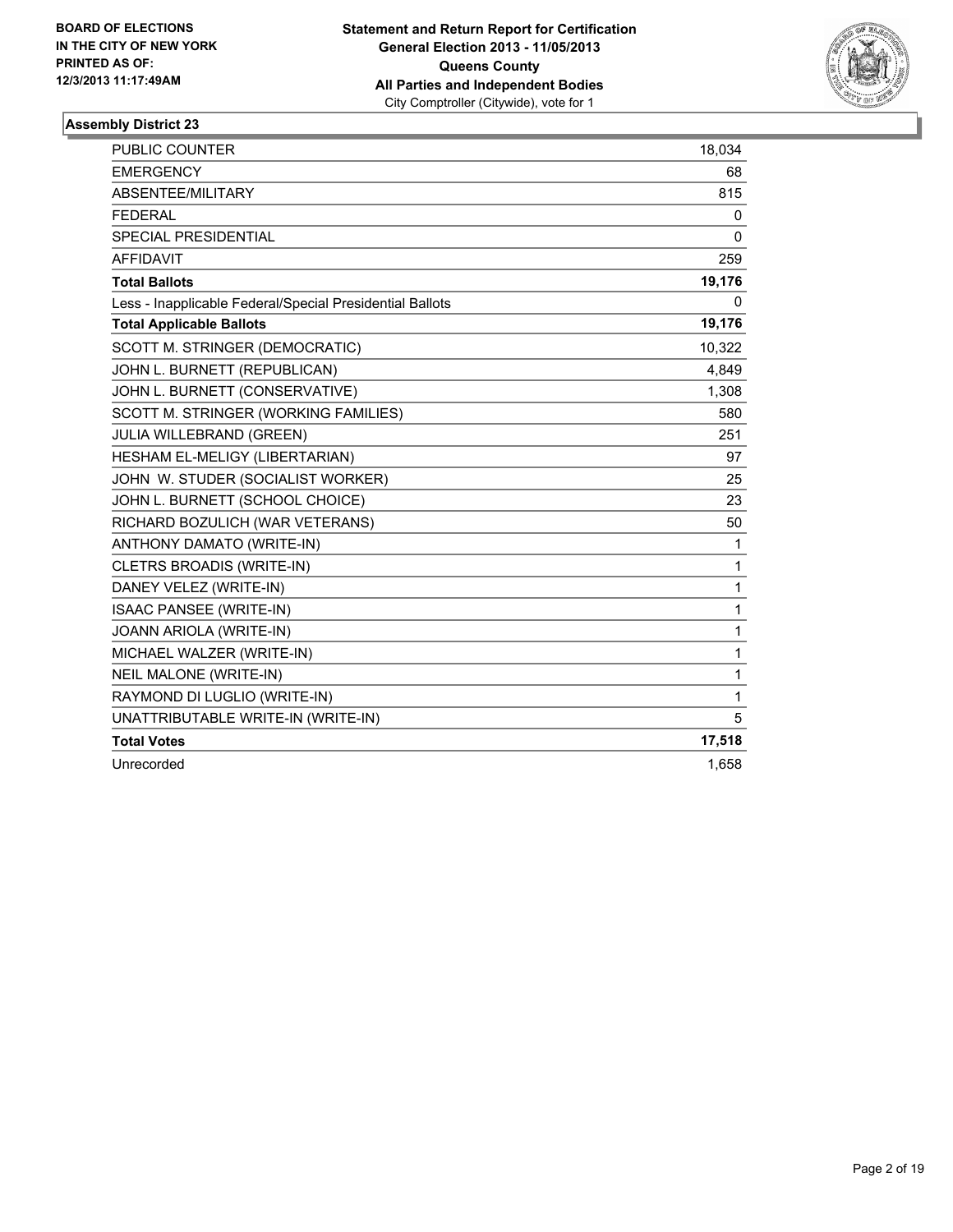**BOARD OF ELECTIONS IN THE CITY OF NEW YORK PRINTED AS OF: 12/3/2013 11:17:49AM**

**Statement and Return Report for Certification General Election 2013 - 11/05/2013 Queens County All Parties and Independent Bodies**
City Comptroller (Citywide), vote for 1

## Assembly District 23

| | |
|---|---|
| PUBLIC COUNTER | 18,034 |
| EMERGENCY | 68 |
| ABSENTEE/MILITARY | 815 |
| FEDERAL | 0 |
| SPECIAL PRESIDENTIAL | 0 |
| AFFIDAVIT | 259 |
| **Total Ballots** | **19,176** |
| Less - Inapplicable Federal/Special Presidential Ballots | 0 |
| **Total Applicable Ballots** | **19,176** |
| SCOTT M. STRINGER (DEMOCRATIC) | 10,322 |
| JOHN L. BURNETT (REPUBLICAN) | 4,849 |
| JOHN L. BURNETT (CONSERVATIVE) | 1,308 |
| SCOTT M. STRINGER (WORKING FAMILIES) | 580 |
| JULIA WILLEBRAND (GREEN) | 251 |
| HESHAM EL-MELIGY (LIBERTARIAN) | 97 |
| JOHN W. STUDER (SOCIALIST WORKER) | 25 |
| JOHN L. BURNETT (SCHOOL CHOICE) | 23 |
| RICHARD BOZULICH (WAR VETERANS) | 50 |
| ANTHONY DAMATO (WRITE-IN) | 1 |
| CLETRS BROADIS (WRITE-IN) | 1 |
| DANEY VELEZ (WRITE-IN) | 1 |
| ISAAC PANSEE (WRITE-IN) | 1 |
| JOANN ARIOLA (WRITE-IN) | 1 |
| MICHAEL WALZER (WRITE-IN) | 1 |
| NEIL MALONE (WRITE-IN) | 1 |
| RAYMOND DI LUGLIO (WRITE-IN) | 1 |
| UNATTRIBUTABLE WRITE-IN (WRITE-IN) | 5 |
| **Total Votes** | **17,518** |
| Unrecorded | 1,658 |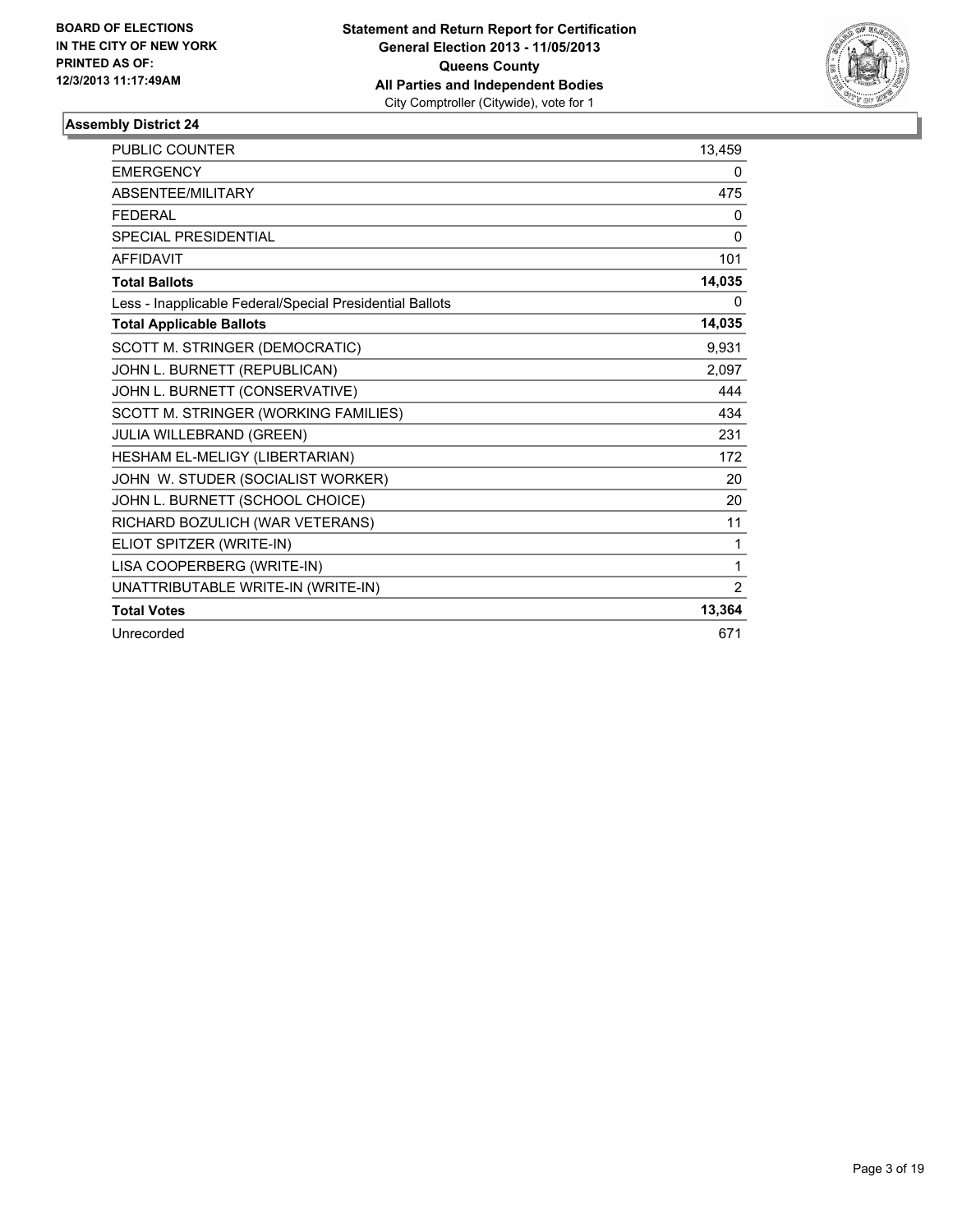**BOARD OF ELECTIONS IN THE CITY OF NEW YORK PRINTED AS OF: 12/3/2013 11:17:49AM**

**Statement and Return Report for Certification General Election 2013 - 11/05/2013 Queens County All Parties and Independent Bodies**
City Comptroller (Citywide), vote for 1

## Assembly District 24

| | |
|---|---|
| PUBLIC COUNTER | 13,459 |
| EMERGENCY | 0 |
| ABSENTEE/MILITARY | 475 |
| FEDERAL | 0 |
| SPECIAL PRESIDENTIAL | 0 |
| AFFIDAVIT | 101 |
| **Total Ballots** | **14,035** |
| Less - Inapplicable Federal/Special Presidential Ballots | 0 |
| **Total Applicable Ballots** | **14,035** |
| SCOTT M. STRINGER (DEMOCRATIC) | 9,931 |
| JOHN L. BURNETT (REPUBLICAN) | 2,097 |
| JOHN L. BURNETT (CONSERVATIVE) | 444 |
| SCOTT M. STRINGER (WORKING FAMILIES) | 434 |
| JULIA WILLEBRAND (GREEN) | 231 |
| HESHAM EL-MELIGY (LIBERTARIAN) | 172 |
| JOHN W. STUDER (SOCIALIST WORKER) | 20 |
| JOHN L. BURNETT (SCHOOL CHOICE) | 20 |
| RICHARD BOZULICH (WAR VETERANS) | 11 |
| ELIOT SPITZER (WRITE-IN) | 1 |
| LISA COOPERBERG (WRITE-IN) | 1 |
| UNATTRIBUTABLE WRITE-IN (WRITE-IN) | 2 |
| **Total Votes** | **13,364** |
| Unrecorded | 671 |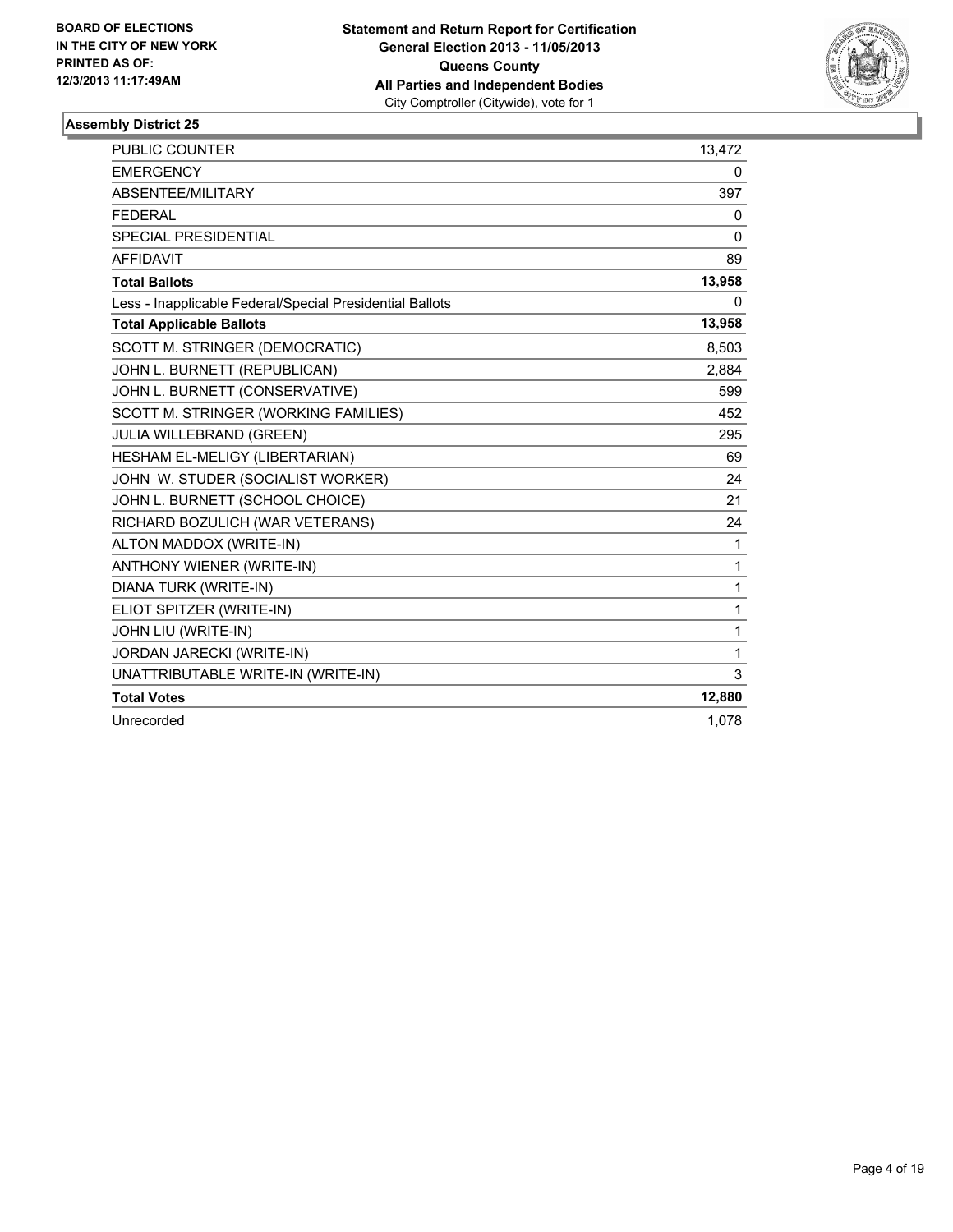BOARD OF ELECTIONS
IN THE CITY OF NEW YORK
PRINTED AS OF:
12/3/2013 11:17:49AM

**Statement and Return Report for Certification**
**General Election 2013 - 11/05/2013**
**Queens County**
**All Parties and Independent Bodies**
City Comptroller (Citywide), vote for 1

### Assembly District 25

| | |
|---|---|
| PUBLIC COUNTER | 13,472 |
| EMERGENCY | 0 |
| ABSENTEE/MILITARY | 397 |
| FEDERAL | 0 |
| SPECIAL PRESIDENTIAL | 0 |
| AFFIDAVIT | 89 |
| **Total Ballots** | **13,958** |
| Less - Inapplicable Federal/Special Presidential Ballots | 0 |
| **Total Applicable Ballots** | **13,958** |
| SCOTT M. STRINGER (DEMOCRATIC) | 8,503 |
| JOHN L. BURNETT (REPUBLICAN) | 2,884 |
| JOHN L. BURNETT (CONSERVATIVE) | 599 |
| SCOTT M. STRINGER (WORKING FAMILIES) | 452 |
| JULIA WILLEBRAND (GREEN) | 295 |
| HESHAM EL-MELIGY (LIBERTARIAN) | 69 |
| JOHN W. STUDER (SOCIALIST WORKER) | 24 |
| JOHN L. BURNETT (SCHOOL CHOICE) | 21 |
| RICHARD BOZULICH (WAR VETERANS) | 24 |
| ALTON MADDOX (WRITE-IN) | 1 |
| ANTHONY WIENER (WRITE-IN) | 1 |
| DIANA TURK (WRITE-IN) | 1 |
| ELIOT SPITZER (WRITE-IN) | 1 |
| JOHN LIU (WRITE-IN) | 1 |
| JORDAN JARECKI (WRITE-IN) | 1 |
| UNATTRIBUTABLE WRITE-IN (WRITE-IN) | 3 |
| **Total Votes** | **12,880** |
| Unrecorded | 1,078 |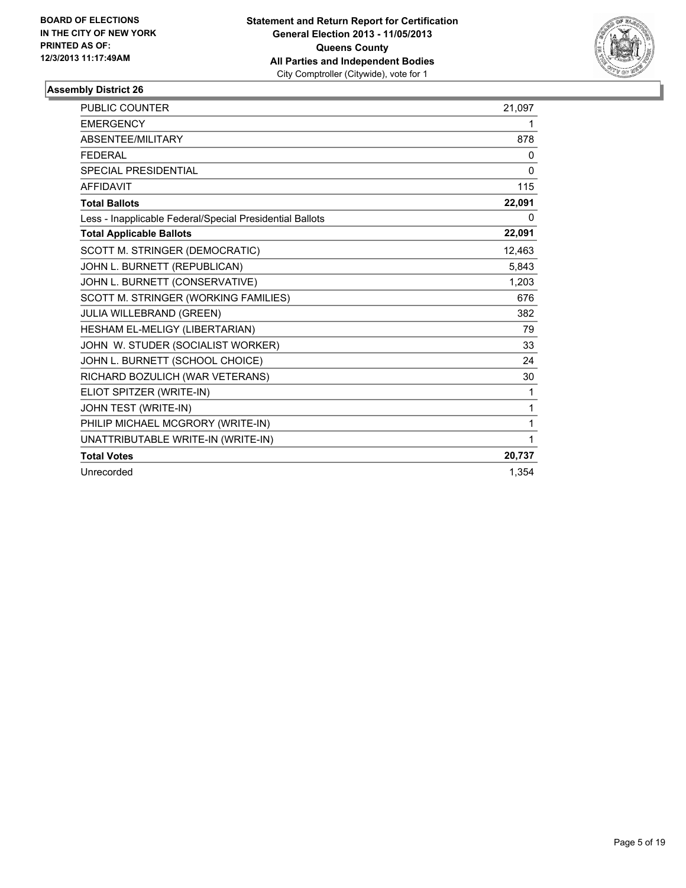BOARD OF ELECTIONS
IN THE CITY OF NEW YORK
PRINTED AS OF:
12/3/2013 11:17:49AM

**Statement and Return Report for Certification**
**General Election 2013 - 11/05/2013**
**Queens County**
**All Parties and Independent Bodies**
City Comptroller (Citywide), vote for 1

## Assembly District 26

| | |
|---|---|
| PUBLIC COUNTER | 21,097 |
| EMERGENCY | 1 |
| ABSENTEE/MILITARY | 878 |
| FEDERAL | 0 |
| SPECIAL PRESIDENTIAL | 0 |
| AFFIDAVIT | 115 |
| **Total Ballots** | **22,091** |
| Less - Inapplicable Federal/Special Presidential Ballots | 0 |
| **Total Applicable Ballots** | **22,091** |
| SCOTT M. STRINGER (DEMOCRATIC) | 12,463 |
| JOHN L. BURNETT (REPUBLICAN) | 5,843 |
| JOHN L. BURNETT (CONSERVATIVE) | 1,203 |
| SCOTT M. STRINGER (WORKING FAMILIES) | 676 |
| JULIA WILLEBRAND (GREEN) | 382 |
| HESHAM EL-MELIGY (LIBERTARIAN) | 79 |
| JOHN W. STUDER (SOCIALIST WORKER) | 33 |
| JOHN L. BURNETT (SCHOOL CHOICE) | 24 |
| RICHARD BOZULICH (WAR VETERANS) | 30 |
| ELIOT SPITZER (WRITE-IN) | 1 |
| JOHN TEST (WRITE-IN) | 1 |
| PHILIP MICHAEL MCGRORY (WRITE-IN) | 1 |
| UNATTRIBUTABLE WRITE-IN (WRITE-IN) | 1 |
| **Total Votes** | **20,737** |
| Unrecorded | 1,354 |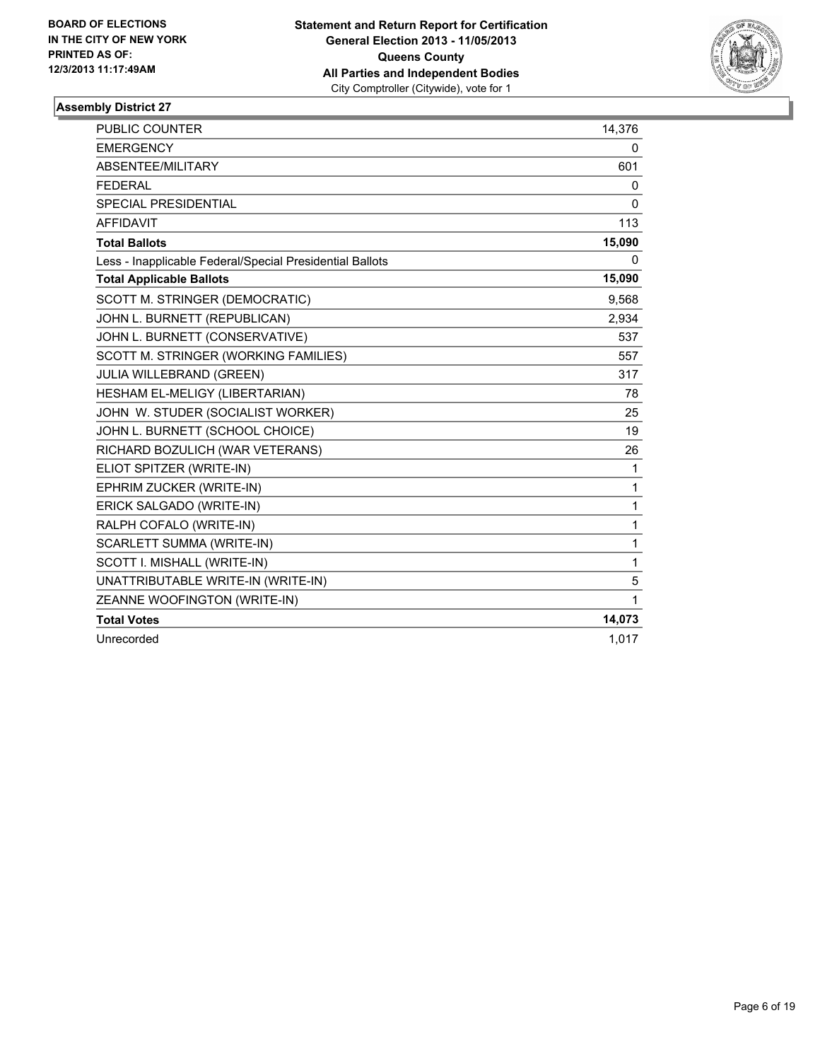**BOARD OF ELECTIONS IN THE CITY OF NEW YORK PRINTED AS OF: 12/3/2013 11:17:49AM**

**Statement and Return Report for Certification**
**General Election 2013 - 11/05/2013**
**Queens County**
**All Parties and Independent Bodies**
City Comptroller (Citywide), vote for 1

## Assembly District 27

| | |
|---|---|
| PUBLIC COUNTER | 14,376 |
| EMERGENCY | 0 |
| ABSENTEE/MILITARY | 601 |
| FEDERAL | 0 |
| SPECIAL PRESIDENTIAL | 0 |
| AFFIDAVIT | 113 |
| **Total Ballots** | **15,090** |
| Less - Inapplicable Federal/Special Presidential Ballots | 0 |
| **Total Applicable Ballots** | **15,090** |
| SCOTT M. STRINGER (DEMOCRATIC) | 9,568 |
| JOHN L. BURNETT (REPUBLICAN) | 2,934 |
| JOHN L. BURNETT (CONSERVATIVE) | 537 |
| SCOTT M. STRINGER (WORKING FAMILIES) | 557 |
| JULIA WILLEBRAND (GREEN) | 317 |
| HESHAM EL-MELIGY (LIBERTARIAN) | 78 |
| JOHN W. STUDER (SOCIALIST WORKER) | 25 |
| JOHN L. BURNETT (SCHOOL CHOICE) | 19 |
| RICHARD BOZULICH (WAR VETERANS) | 26 |
| ELIOT SPITZER (WRITE-IN) | 1 |
| EPHRIM ZUCKER (WRITE-IN) | 1 |
| ERICK SALGADO (WRITE-IN) | 1 |
| RALPH COFALO (WRITE-IN) | 1 |
| SCARLETT SUMMA (WRITE-IN) | 1 |
| SCOTT I. MISHALL (WRITE-IN) | 1 |
| UNATTRIBUTABLE WRITE-IN (WRITE-IN) | 5 |
| ZEANNE WOOFINGTON (WRITE-IN) | 1 |
| **Total Votes** | **14,073** |
| Unrecorded | 1,017 |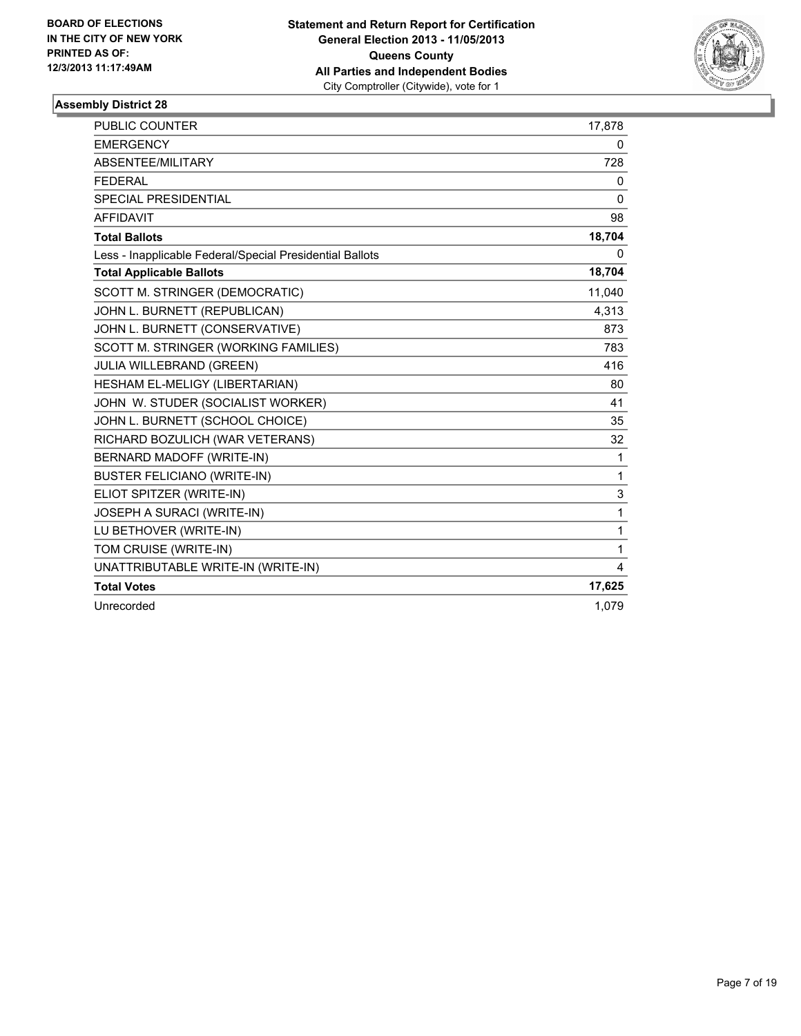BOARD OF ELECTIONS
IN THE CITY OF NEW YORK
PRINTED AS OF:
12/3/2013 11:17:49AM

**Statement and Return Report for Certification**
**General Election 2013 - 11/05/2013**
**Queens County**
**All Parties and Independent Bodies**
City Comptroller (Citywide), vote for 1

### Assembly District 28

| | |
|---|---|
| PUBLIC COUNTER | 17,878 |
| EMERGENCY | 0 |
| ABSENTEE/MILITARY | 728 |
| FEDERAL | 0 |
| SPECIAL PRESIDENTIAL | 0 |
| AFFIDAVIT | 98 |
| **Total Ballots** | **18,704** |
| Less - Inapplicable Federal/Special Presidential Ballots | 0 |
| **Total Applicable Ballots** | **18,704** |
| SCOTT M. STRINGER (DEMOCRATIC) | 11,040 |
| JOHN L. BURNETT (REPUBLICAN) | 4,313 |
| JOHN L. BURNETT (CONSERVATIVE) | 873 |
| SCOTT M. STRINGER (WORKING FAMILIES) | 783 |
| JULIA WILLEBRAND (GREEN) | 416 |
| HESHAM EL-MELIGY (LIBERTARIAN) | 80 |
| JOHN W. STUDER (SOCIALIST WORKER) | 41 |
| JOHN L. BURNETT (SCHOOL CHOICE) | 35 |
| RICHARD BOZULICH (WAR VETERANS) | 32 |
| BERNARD MADOFF (WRITE-IN) | 1 |
| BUSTER FELICIANO (WRITE-IN) | 1 |
| ELIOT SPITZER (WRITE-IN) | 3 |
| JOSEPH A SURACI (WRITE-IN) | 1 |
| LU BETHOVER (WRITE-IN) | 1 |
| TOM CRUISE (WRITE-IN) | 1 |
| UNATTRIBUTABLE WRITE-IN (WRITE-IN) | 4 |
| **Total Votes** | **17,625** |
| Unrecorded | 1,079 |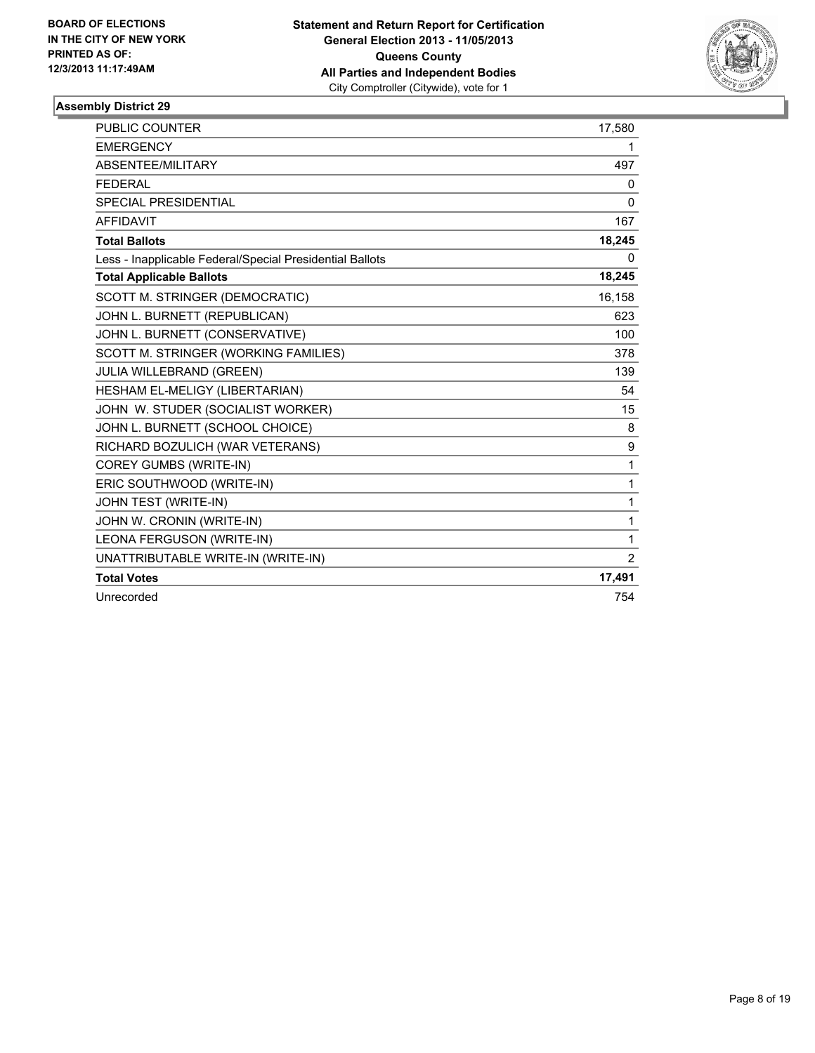**BOARD OF ELECTIONS IN THE CITY OF NEW YORK PRINTED AS OF: 12/3/2013 11:17:49AM**

**Statement and Return Report for Certification General Election 2013 - 11/05/2013 Queens County All Parties and Independent Bodies**
City Comptroller (Citywide), vote for 1

### Assembly District 29

| | |
|---|---|
| PUBLIC COUNTER | 17,580 |
| EMERGENCY | 1 |
| ABSENTEE/MILITARY | 497 |
| FEDERAL | 0 |
| SPECIAL PRESIDENTIAL | 0 |
| AFFIDAVIT | 167 |
| **Total Ballots** | **18,245** |
| Less - Inapplicable Federal/Special Presidential Ballots | 0 |
| **Total Applicable Ballots** | **18,245** |
| SCOTT M. STRINGER (DEMOCRATIC) | 16,158 |
| JOHN L. BURNETT (REPUBLICAN) | 623 |
| JOHN L. BURNETT (CONSERVATIVE) | 100 |
| SCOTT M. STRINGER (WORKING FAMILIES) | 378 |
| JULIA WILLEBRAND (GREEN) | 139 |
| HESHAM EL-MELIGY (LIBERTARIAN) | 54 |
| JOHN W. STUDER (SOCIALIST WORKER) | 15 |
| JOHN L. BURNETT (SCHOOL CHOICE) | 8 |
| RICHARD BOZULICH (WAR VETERANS) | 9 |
| COREY GUMBS (WRITE-IN) | 1 |
| ERIC SOUTHWOOD (WRITE-IN) | 1 |
| JOHN TEST (WRITE-IN) | 1 |
| JOHN W. CRONIN (WRITE-IN) | 1 |
| LEONA FERGUSON (WRITE-IN) | 1 |
| UNATTRIBUTABLE WRITE-IN (WRITE-IN) | 2 |
| **Total Votes** | **17,491** |
| Unrecorded | 754 |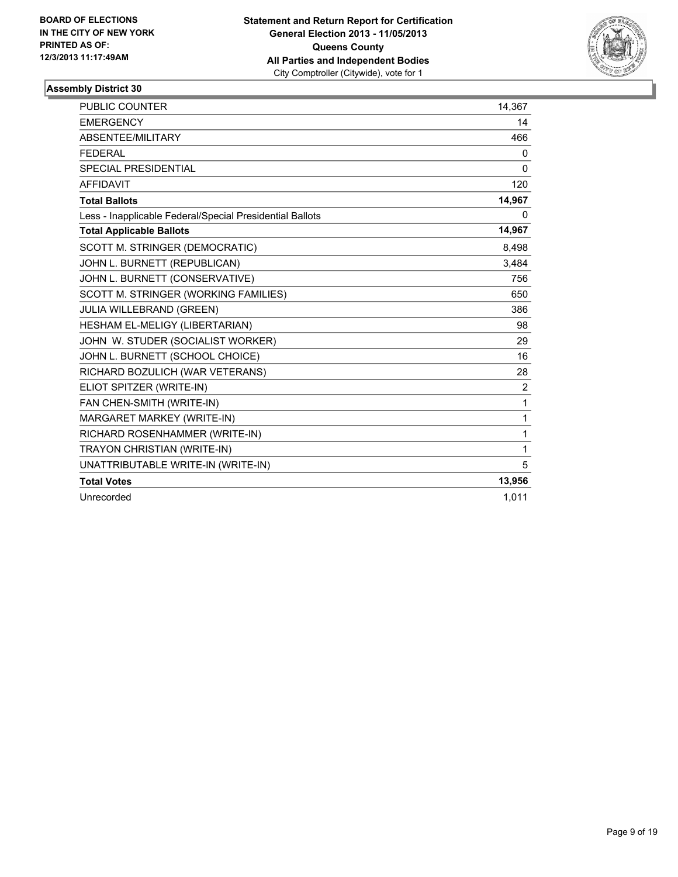BOARD OF ELECTIONS
IN THE CITY OF NEW YORK
PRINTED AS OF:
12/3/2013 11:17:49AM

**Statement and Return Report for Certification**
**General Election 2013 - 11/05/2013**
**Queens County**
**All Parties and Independent Bodies**
City Comptroller (Citywide), vote for 1

### Assembly District 30

| | |
|---|---|
| PUBLIC COUNTER | 14,367 |
| EMERGENCY | 14 |
| ABSENTEE/MILITARY | 466 |
| FEDERAL | 0 |
| SPECIAL PRESIDENTIAL | 0 |
| AFFIDAVIT | 120 |
| **Total Ballots** | **14,967** |
| Less - Inapplicable Federal/Special Presidential Ballots | 0 |
| **Total Applicable Ballots** | **14,967** |
| SCOTT M. STRINGER (DEMOCRATIC) | 8,498 |
| JOHN L. BURNETT (REPUBLICAN) | 3,484 |
| JOHN L. BURNETT (CONSERVATIVE) | 756 |
| SCOTT M. STRINGER (WORKING FAMILIES) | 650 |
| JULIA WILLEBRAND (GREEN) | 386 |
| HESHAM EL-MELIGY (LIBERTARIAN) | 98 |
| JOHN W. STUDER (SOCIALIST WORKER) | 29 |
| JOHN L. BURNETT (SCHOOL CHOICE) | 16 |
| RICHARD BOZULICH (WAR VETERANS) | 28 |
| ELIOT SPITZER (WRITE-IN) | 2 |
| FAN CHEN-SMITH (WRITE-IN) | 1 |
| MARGARET MARKEY (WRITE-IN) | 1 |
| RICHARD ROSENHAMMER (WRITE-IN) | 1 |
| TRAYON CHRISTIAN (WRITE-IN) | 1 |
| UNATTRIBUTABLE WRITE-IN (WRITE-IN) | 5 |
| **Total Votes** | **13,956** |
| Unrecorded | 1,011 |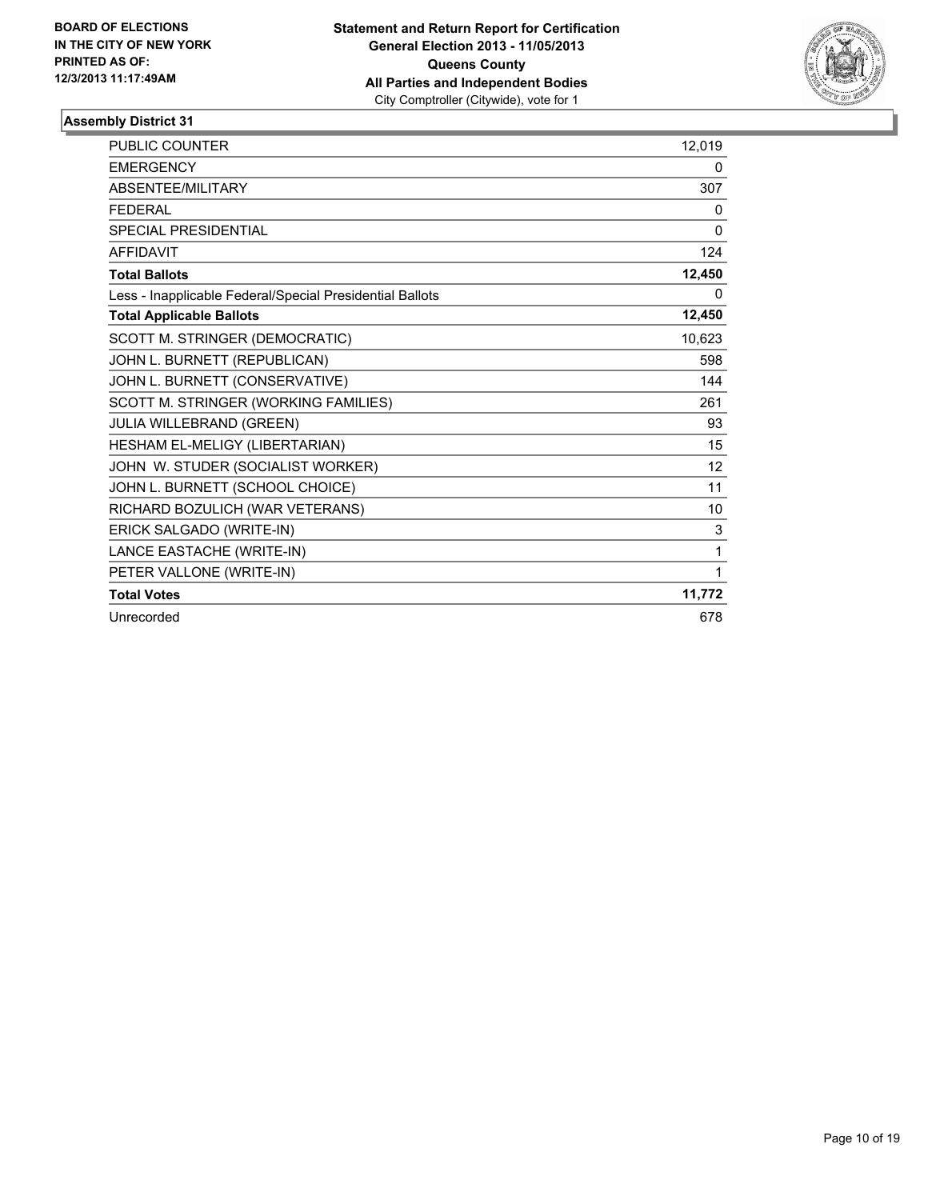BOARD OF ELECTIONS
IN THE CITY OF NEW YORK
PRINTED AS OF:
12/3/2013 11:17:49AM

**Statement and Return Report for Certification**
**General Election 2013 - 11/05/2013**
**Queens County**
**All Parties and Independent Bodies**
City Comptroller (Citywide), vote for 1

## Assembly District 31

| | |
|---|---|
| PUBLIC COUNTER | 12,019 |
| EMERGENCY | 0 |
| ABSENTEE/MILITARY | 307 |
| FEDERAL | 0 |
| SPECIAL PRESIDENTIAL | 0 |
| AFFIDAVIT | 124 |
| **Total Ballots** | **12,450** |
| Less - Inapplicable Federal/Special Presidential Ballots | 0 |
| **Total Applicable Ballots** | **12,450** |
| SCOTT M. STRINGER (DEMOCRATIC) | 10,623 |
| JOHN L. BURNETT (REPUBLICAN) | 598 |
| JOHN L. BURNETT (CONSERVATIVE) | 144 |
| SCOTT M. STRINGER (WORKING FAMILIES) | 261 |
| JULIA WILLEBRAND (GREEN) | 93 |
| HESHAM EL-MELIGY (LIBERTARIAN) | 15 |
| JOHN W. STUDER (SOCIALIST WORKER) | 12 |
| JOHN L. BURNETT (SCHOOL CHOICE) | 11 |
| RICHARD BOZULICH (WAR VETERANS) | 10 |
| ERICK SALGADO (WRITE-IN) | 3 |
| LANCE EASTACHE (WRITE-IN) | 1 |
| PETER VALLONE (WRITE-IN) | 1 |
| **Total Votes** | **11,772** |
| Unrecorded | 678 |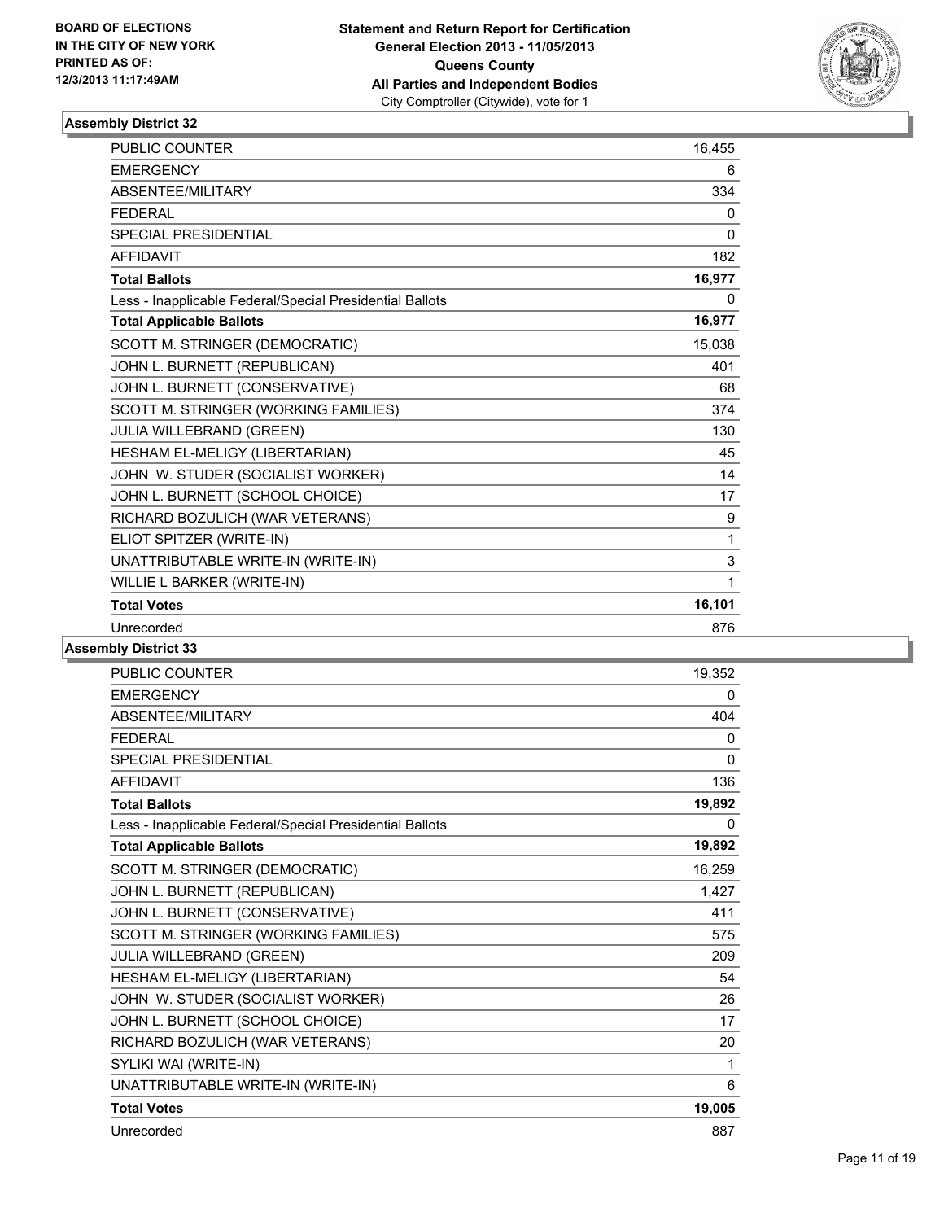**BOARD OF ELECTIONS IN THE CITY OF NEW YORK PRINTED AS OF: 12/3/2013 11:17:49AM**

**Statement and Return Report for Certification General Election 2013 - 11/05/2013 Queens County All Parties and Independent Bodies**
City Comptroller (Citywide), vote for 1

### Assembly District 32

| | |
|---|---|
| PUBLIC COUNTER | 16,455 |
| EMERGENCY | 6 |
| ABSENTEE/MILITARY | 334 |
| FEDERAL | 0 |
| SPECIAL PRESIDENTIAL | 0 |
| AFFIDAVIT | 182 |
| **Total Ballots** | **16,977** |
| Less - Inapplicable Federal/Special Presidential Ballots | 0 |
| **Total Applicable Ballots** | **16,977** |
| SCOTT M. STRINGER (DEMOCRATIC) | 15,038 |
| JOHN L. BURNETT (REPUBLICAN) | 401 |
| JOHN L. BURNETT (CONSERVATIVE) | 68 |
| SCOTT M. STRINGER (WORKING FAMILIES) | 374 |
| JULIA WILLEBRAND (GREEN) | 130 |
| HESHAM EL-MELIGY (LIBERTARIAN) | 45 |
| JOHN W. STUDER (SOCIALIST WORKER) | 14 |
| JOHN L. BURNETT (SCHOOL CHOICE) | 17 |
| RICHARD BOZULICH (WAR VETERANS) | 9 |
| ELIOT SPITZER (WRITE-IN) | 1 |
| UNATTRIBUTABLE WRITE-IN (WRITE-IN) | 3 |
| WILLIE L BARKER (WRITE-IN) | 1 |
| **Total Votes** | **16,101** |
| Unrecorded | 876 |

### Assembly District 33

| | |
|---|---|
| PUBLIC COUNTER | 19,352 |
| EMERGENCY | 0 |
| ABSENTEE/MILITARY | 404 |
| FEDERAL | 0 |
| SPECIAL PRESIDENTIAL | 0 |
| AFFIDAVIT | 136 |
| **Total Ballots** | **19,892** |
| Less - Inapplicable Federal/Special Presidential Ballots | 0 |
| **Total Applicable Ballots** | **19,892** |
| SCOTT M. STRINGER (DEMOCRATIC) | 16,259 |
| JOHN L. BURNETT (REPUBLICAN) | 1,427 |
| JOHN L. BURNETT (CONSERVATIVE) | 411 |
| SCOTT M. STRINGER (WORKING FAMILIES) | 575 |
| JULIA WILLEBRAND (GREEN) | 209 |
| HESHAM EL-MELIGY (LIBERTARIAN) | 54 |
| JOHN W. STUDER (SOCIALIST WORKER) | 26 |
| JOHN L. BURNETT (SCHOOL CHOICE) | 17 |
| RICHARD BOZULICH (WAR VETERANS) | 20 |
| SYLIKI WAI (WRITE-IN) | 1 |
| UNATTRIBUTABLE WRITE-IN (WRITE-IN) | 6 |
| **Total Votes** | **19,005** |
| Unrecorded | 887 |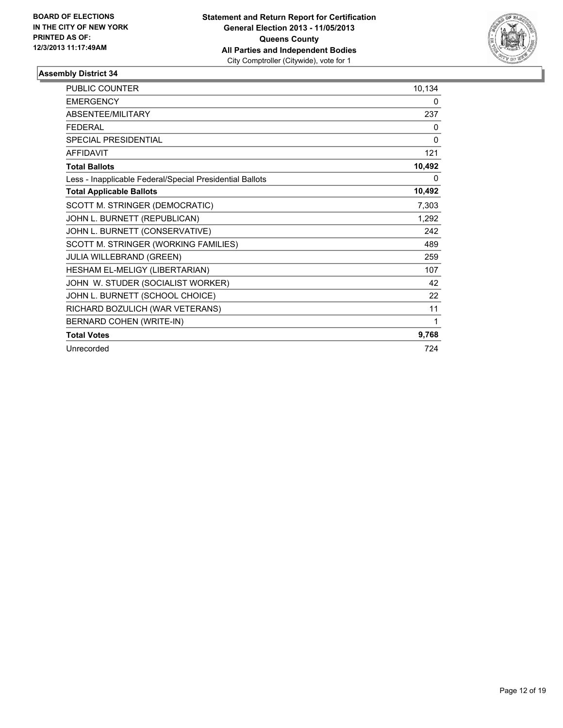BOARD OF ELECTIONS
IN THE CITY OF NEW YORK
PRINTED AS OF:
12/3/2013 11:17:49AM

**Statement and Return Report for Certification**
**General Election 2013 - 11/05/2013**
**Queens County**
**All Parties and Independent Bodies**
City Comptroller (Citywide), vote for 1

### Assembly District 34

| | |
|---|---|
| PUBLIC COUNTER | 10,134 |
| EMERGENCY | 0 |
| ABSENTEE/MILITARY | 237 |
| FEDERAL | 0 |
| SPECIAL PRESIDENTIAL | 0 |
| AFFIDAVIT | 121 |
| **Total Ballots** | **10,492** |
| Less - Inapplicable Federal/Special Presidential Ballots | 0 |
| **Total Applicable Ballots** | **10,492** |
| SCOTT M. STRINGER (DEMOCRATIC) | 7,303 |
| JOHN L. BURNETT (REPUBLICAN) | 1,292 |
| JOHN L. BURNETT (CONSERVATIVE) | 242 |
| SCOTT M. STRINGER (WORKING FAMILIES) | 489 |
| JULIA WILLEBRAND (GREEN) | 259 |
| HESHAM EL-MELIGY (LIBERTARIAN) | 107 |
| JOHN W. STUDER (SOCIALIST WORKER) | 42 |
| JOHN L. BURNETT (SCHOOL CHOICE) | 22 |
| RICHARD BOZULICH (WAR VETERANS) | 11 |
| BERNARD COHEN (WRITE-IN) | 1 |
| **Total Votes** | **9,768** |
| Unrecorded | 724 |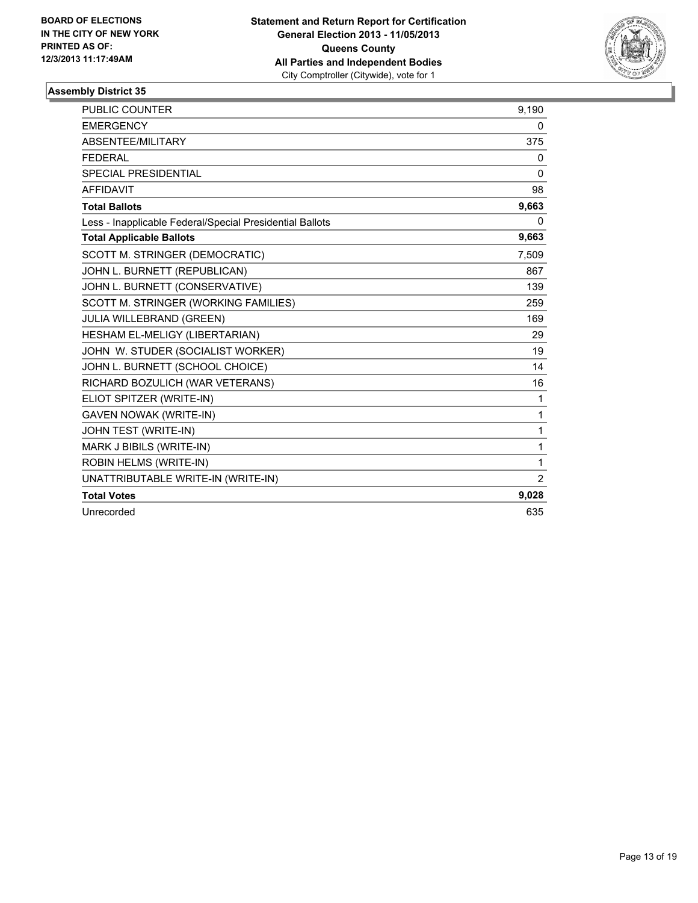BOARD OF ELECTIONS
IN THE CITY OF NEW YORK
PRINTED AS OF:
12/3/2013 11:17:49AM

**Statement and Return Report for Certification**
**General Election 2013 - 11/05/2013**
**Queens County**
**All Parties and Independent Bodies**
City Comptroller (Citywide), vote for 1

### Assembly District 35

| | |
|---|---|
| PUBLIC COUNTER | 9,190 |
| EMERGENCY | 0 |
| ABSENTEE/MILITARY | 375 |
| FEDERAL | 0 |
| SPECIAL PRESIDENTIAL | 0 |
| AFFIDAVIT | 98 |
| **Total Ballots** | **9,663** |
| Less - Inapplicable Federal/Special Presidential Ballots | 0 |
| **Total Applicable Ballots** | **9,663** |
| SCOTT M. STRINGER (DEMOCRATIC) | 7,509 |
| JOHN L. BURNETT (REPUBLICAN) | 867 |
| JOHN L. BURNETT (CONSERVATIVE) | 139 |
| SCOTT M. STRINGER (WORKING FAMILIES) | 259 |
| JULIA WILLEBRAND (GREEN) | 169 |
| HESHAM EL-MELIGY (LIBERTARIAN) | 29 |
| JOHN W. STUDER (SOCIALIST WORKER) | 19 |
| JOHN L. BURNETT (SCHOOL CHOICE) | 14 |
| RICHARD BOZULICH (WAR VETERANS) | 16 |
| ELIOT SPITZER (WRITE-IN) | 1 |
| GAVEN NOWAK (WRITE-IN) | 1 |
| JOHN TEST (WRITE-IN) | 1 |
| MARK J BIBILS (WRITE-IN) | 1 |
| ROBIN HELMS (WRITE-IN) | 1 |
| UNATTRIBUTABLE WRITE-IN (WRITE-IN) | 2 |
| **Total Votes** | **9,028** |
| Unrecorded | 635 |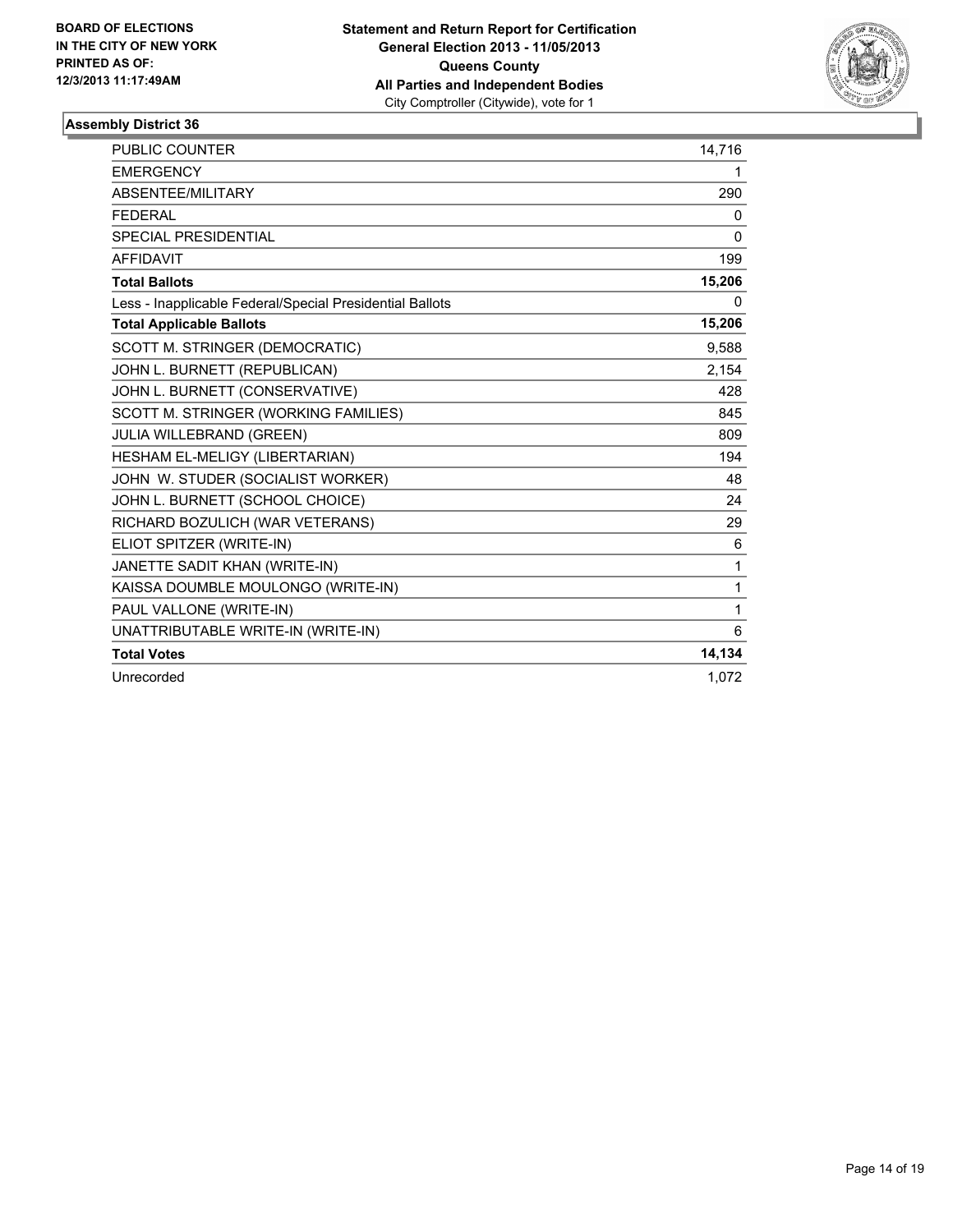**BOARD OF ELECTIONS IN THE CITY OF NEW YORK PRINTED AS OF: 12/3/2013 11:17:49AM**

**Statement and Return Report for Certification General Election 2013 - 11/05/2013 Queens County All Parties and Independent Bodies**
City Comptroller (Citywide), vote for 1

### Assembly District 36

| | |
|---|---|
| PUBLIC COUNTER | 14,716 |
| EMERGENCY | 1 |
| ABSENTEE/MILITARY | 290 |
| FEDERAL | 0 |
| SPECIAL PRESIDENTIAL | 0 |
| AFFIDAVIT | 199 |
| **Total Ballots** | **15,206** |
| Less - Inapplicable Federal/Special Presidential Ballots | 0 |
| **Total Applicable Ballots** | **15,206** |
| SCOTT M. STRINGER (DEMOCRATIC) | 9,588 |
| JOHN L. BURNETT (REPUBLICAN) | 2,154 |
| JOHN L. BURNETT (CONSERVATIVE) | 428 |
| SCOTT M. STRINGER (WORKING FAMILIES) | 845 |
| JULIA WILLEBRAND (GREEN) | 809 |
| HESHAM EL-MELIGY (LIBERTARIAN) | 194 |
| JOHN W. STUDER (SOCIALIST WORKER) | 48 |
| JOHN L. BURNETT (SCHOOL CHOICE) | 24 |
| RICHARD BOZULICH (WAR VETERANS) | 29 |
| ELIOT SPITZER (WRITE-IN) | 6 |
| JANETTE SADIT KHAN (WRITE-IN) | 1 |
| KAISSA DOUMBLE MOULONGO (WRITE-IN) | 1 |
| PAUL VALLONE (WRITE-IN) | 1 |
| UNATTRIBUTABLE WRITE-IN (WRITE-IN) | 6 |
| **Total Votes** | **14,134** |
| Unrecorded | 1,072 |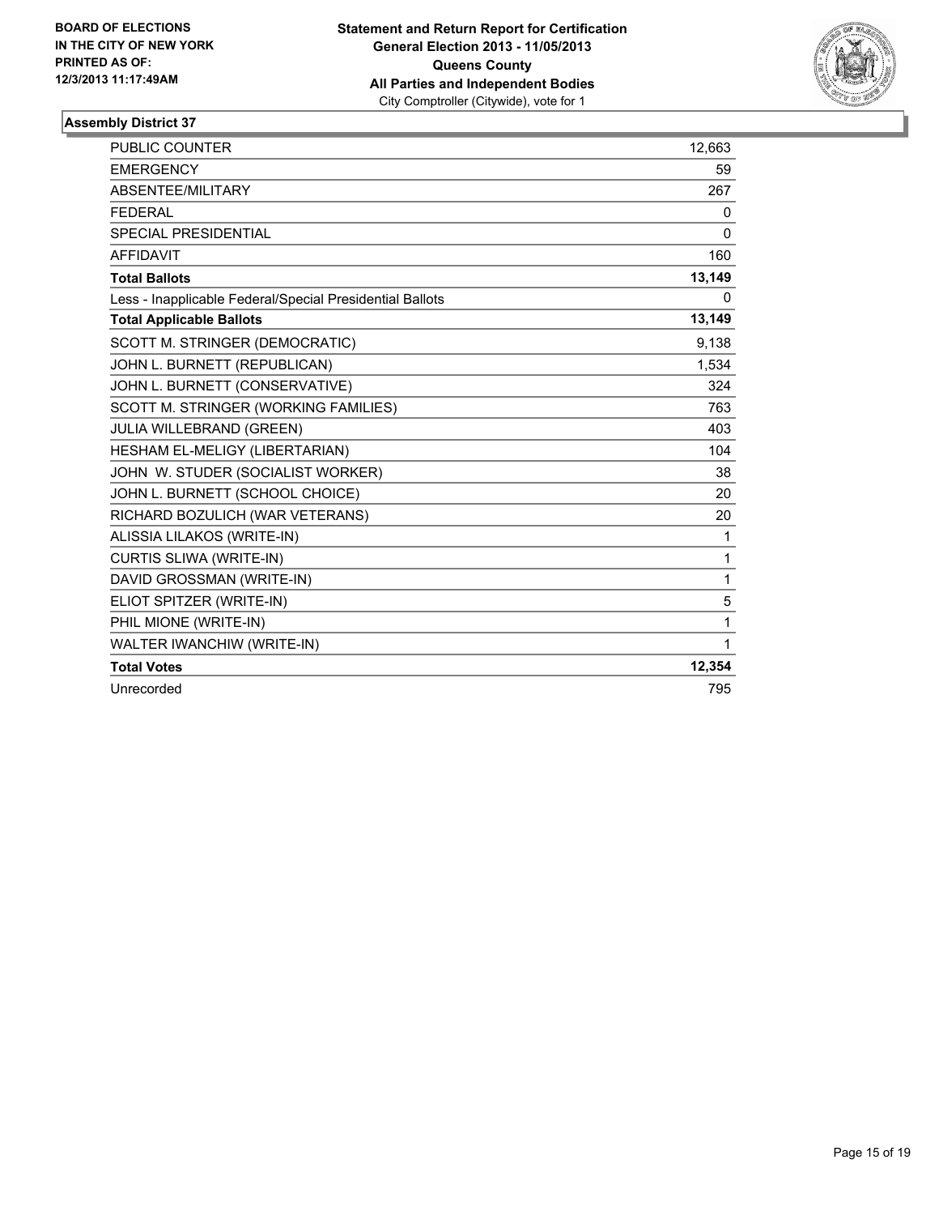**BOARD OF ELECTIONS IN THE CITY OF NEW YORK PRINTED AS OF: 12/3/2013 11:17:49AM**

**Statement and Return Report for Certification**
**General Election 2013 - 11/05/2013**
**Queens County**
**All Parties and Independent Bodies**
City Comptroller (Citywide), vote for 1

### Assembly District 37

| | |
|---|---|
| PUBLIC COUNTER | 12,663 |
| EMERGENCY | 59 |
| ABSENTEE/MILITARY | 267 |
| FEDERAL | 0 |
| SPECIAL PRESIDENTIAL | 0 |
| AFFIDAVIT | 160 |
| **Total Ballots** | **13,149** |
| Less - Inapplicable Federal/Special Presidential Ballots | 0 |
| **Total Applicable Ballots** | **13,149** |
| SCOTT M. STRINGER (DEMOCRATIC) | 9,138 |
| JOHN L. BURNETT (REPUBLICAN) | 1,534 |
| JOHN L. BURNETT (CONSERVATIVE) | 324 |
| SCOTT M. STRINGER (WORKING FAMILIES) | 763 |
| JULIA WILLEBRAND (GREEN) | 403 |
| HESHAM EL-MELIGY (LIBERTARIAN) | 104 |
| JOHN W. STUDER (SOCIALIST WORKER) | 38 |
| JOHN L. BURNETT (SCHOOL CHOICE) | 20 |
| RICHARD BOZULICH (WAR VETERANS) | 20 |
| ALISSIA LILAKOS (WRITE-IN) | 1 |
| CURTIS SLIWA (WRITE-IN) | 1 |
| DAVID GROSSMAN (WRITE-IN) | 1 |
| ELIOT SPITZER (WRITE-IN) | 5 |
| PHIL MIONE (WRITE-IN) | 1 |
| WALTER IWANCHIW (WRITE-IN) | 1 |
| **Total Votes** | **12,354** |
| Unrecorded | 795 |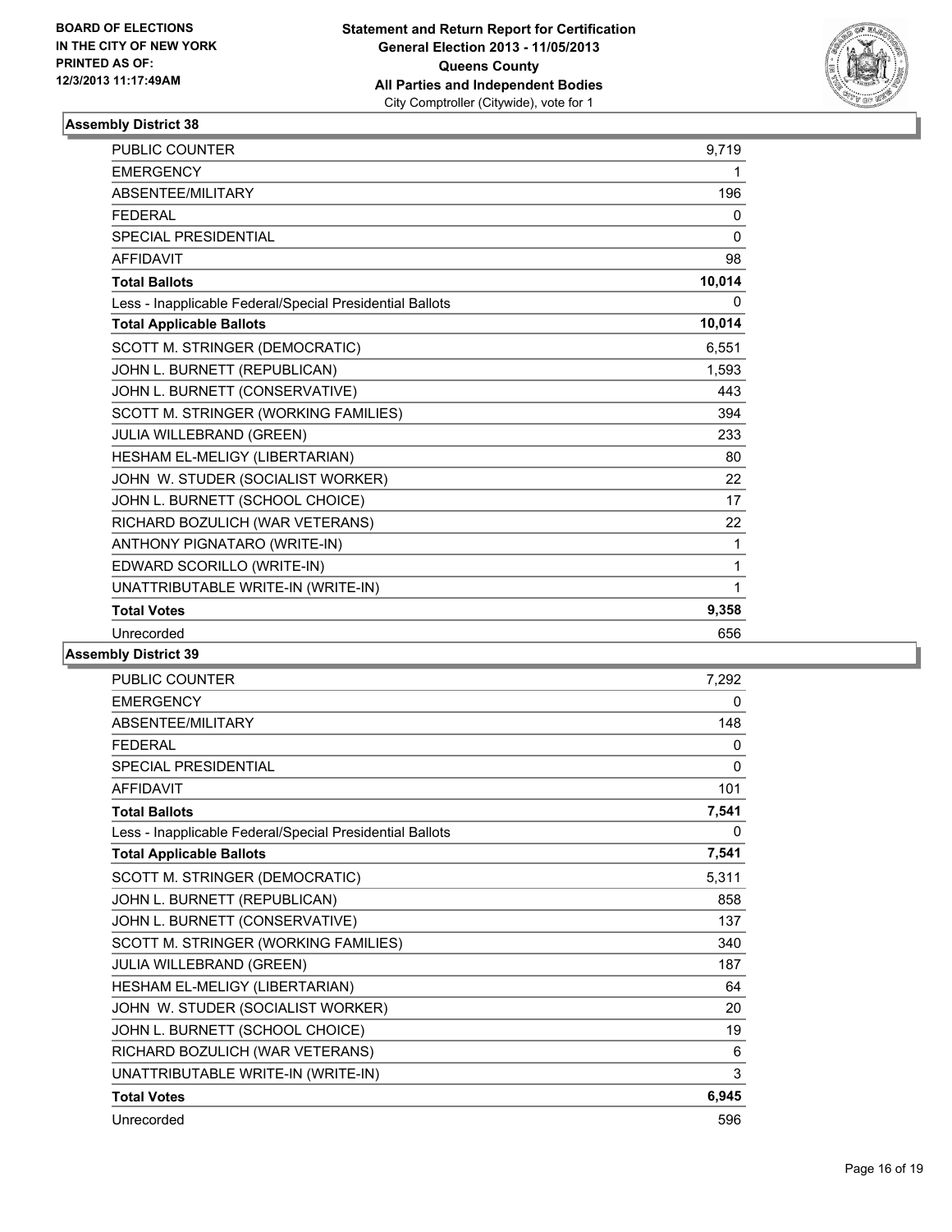BOARD OF ELECTIONS
IN THE CITY OF NEW YORK
PRINTED AS OF:
12/3/2013 11:17:49AM

**Statement and Return Report for Certification**
**General Election 2013 - 11/05/2013**
**Queens County**
**All Parties and Independent Bodies**
City Comptroller (Citywide), vote for 1

### Assembly District 38

| | |
|---|---|
| PUBLIC COUNTER | 9,719 |
| EMERGENCY | 1 |
| ABSENTEE/MILITARY | 196 |
| FEDERAL | 0 |
| SPECIAL PRESIDENTIAL | 0 |
| AFFIDAVIT | 98 |
| **Total Ballots** | **10,014** |
| Less - Inapplicable Federal/Special Presidential Ballots | 0 |
| **Total Applicable Ballots** | **10,014** |
| SCOTT M. STRINGER (DEMOCRATIC) | 6,551 |
| JOHN L. BURNETT (REPUBLICAN) | 1,593 |
| JOHN L. BURNETT (CONSERVATIVE) | 443 |
| SCOTT M. STRINGER (WORKING FAMILIES) | 394 |
| JULIA WILLEBRAND (GREEN) | 233 |
| HESHAM EL-MELIGY (LIBERTARIAN) | 80 |
| JOHN W. STUDER (SOCIALIST WORKER) | 22 |
| JOHN L. BURNETT (SCHOOL CHOICE) | 17 |
| RICHARD BOZULICH (WAR VETERANS) | 22 |
| ANTHONY PIGNATARO (WRITE-IN) | 1 |
| EDWARD SCORILLO (WRITE-IN) | 1 |
| UNATTRIBUTABLE WRITE-IN (WRITE-IN) | 1 |
| **Total Votes** | **9,358** |
| Unrecorded | 656 |

### Assembly District 39

| | |
|---|---|
| PUBLIC COUNTER | 7,292 |
| EMERGENCY | 0 |
| ABSENTEE/MILITARY | 148 |
| FEDERAL | 0 |
| SPECIAL PRESIDENTIAL | 0 |
| AFFIDAVIT | 101 |
| **Total Ballots** | **7,541** |
| Less - Inapplicable Federal/Special Presidential Ballots | 0 |
| **Total Applicable Ballots** | **7,541** |
| SCOTT M. STRINGER (DEMOCRATIC) | 5,311 |
| JOHN L. BURNETT (REPUBLICAN) | 858 |
| JOHN L. BURNETT (CONSERVATIVE) | 137 |
| SCOTT M. STRINGER (WORKING FAMILIES) | 340 |
| JULIA WILLEBRAND (GREEN) | 187 |
| HESHAM EL-MELIGY (LIBERTARIAN) | 64 |
| JOHN W. STUDER (SOCIALIST WORKER) | 20 |
| JOHN L. BURNETT (SCHOOL CHOICE) | 19 |
| RICHARD BOZULICH (WAR VETERANS) | 6 |
| UNATTRIBUTABLE WRITE-IN (WRITE-IN) | 3 |
| **Total Votes** | **6,945** |
| Unrecorded | 596 |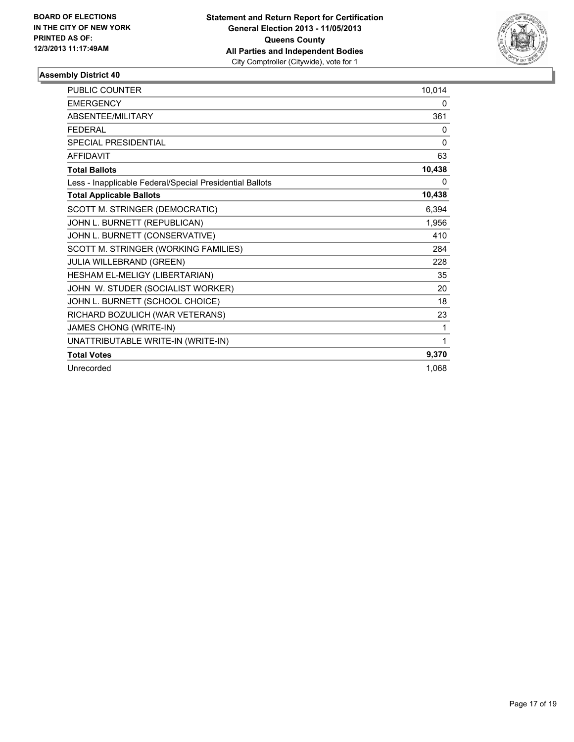**BOARD OF ELECTIONS IN THE CITY OF NEW YORK PRINTED AS OF: 12/3/2013 11:17:49AM**

**Statement and Return Report for Certification**
**General Election 2013 - 11/05/2013**
**Queens County**
**All Parties and Independent Bodies**
City Comptroller (Citywide), vote for 1

### Assembly District 40

| | |
|---|---|
| PUBLIC COUNTER | 10,014 |
| EMERGENCY | 0 |
| ABSENTEE/MILITARY | 361 |
| FEDERAL | 0 |
| SPECIAL PRESIDENTIAL | 0 |
| AFFIDAVIT | 63 |
| **Total Ballots** | **10,438** |
| Less - Inapplicable Federal/Special Presidential Ballots | 0 |
| **Total Applicable Ballots** | **10,438** |
| SCOTT M. STRINGER (DEMOCRATIC) | 6,394 |
| JOHN L. BURNETT (REPUBLICAN) | 1,956 |
| JOHN L. BURNETT (CONSERVATIVE) | 410 |
| SCOTT M. STRINGER (WORKING FAMILIES) | 284 |
| JULIA WILLEBRAND (GREEN) | 228 |
| HESHAM EL-MELIGY (LIBERTARIAN) | 35 |
| JOHN W. STUDER (SOCIALIST WORKER) | 20 |
| JOHN L. BURNETT (SCHOOL CHOICE) | 18 |
| RICHARD BOZULICH (WAR VETERANS) | 23 |
| JAMES CHONG (WRITE-IN) | 1 |
| UNATTRIBUTABLE WRITE-IN (WRITE-IN) | 1 |
| **Total Votes** | **9,370** |
| Unrecorded | 1,068 |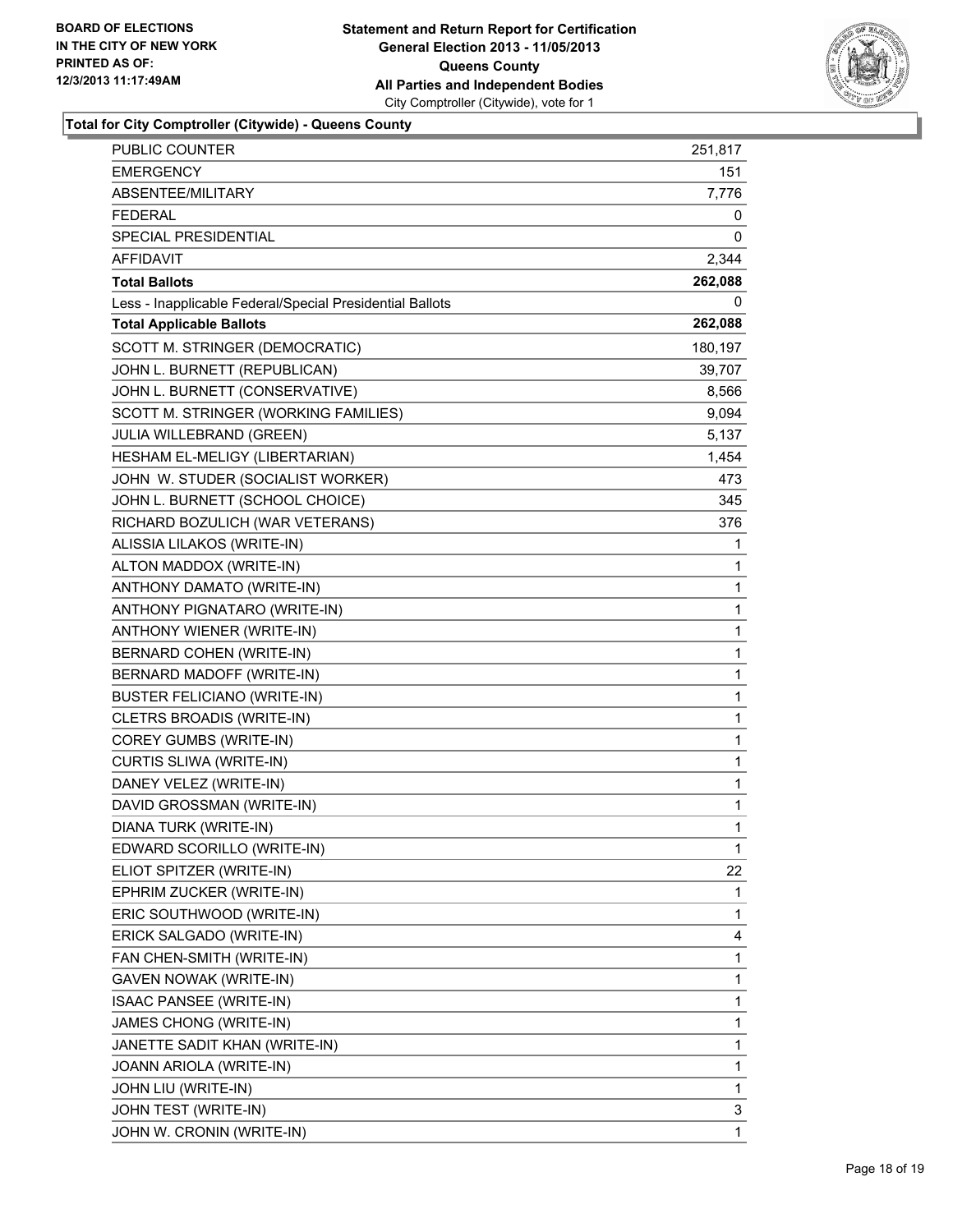BOARD OF ELECTIONS
IN THE CITY OF NEW YORK
PRINTED AS OF:
12/3/2013 11:17:49AM

**Statement and Return Report for Certification**
**General Election 2013 - 11/05/2013**
**Queens County**
**All Parties and Independent Bodies**
City Comptroller (Citywide), vote for 1

### Total for City Comptroller (Citywide) - Queens County

| | |
|---|---|
| PUBLIC COUNTER | 251,817 |
| EMERGENCY | 151 |
| ABSENTEE/MILITARY | 7,776 |
| FEDERAL | 0 |
| SPECIAL PRESIDENTIAL | 0 |
| AFFIDAVIT | 2,344 |
| **Total Ballots** | **262,088** |
| Less - Inapplicable Federal/Special Presidential Ballots | 0 |
| **Total Applicable Ballots** | **262,088** |
| SCOTT M. STRINGER (DEMOCRATIC) | 180,197 |
| JOHN L. BURNETT (REPUBLICAN) | 39,707 |
| JOHN L. BURNETT (CONSERVATIVE) | 8,566 |
| SCOTT M. STRINGER (WORKING FAMILIES) | 9,094 |
| JULIA WILLEBRAND (GREEN) | 5,137 |
| HESHAM EL-MELIGY (LIBERTARIAN) | 1,454 |
| JOHN W. STUDER (SOCIALIST WORKER) | 473 |
| JOHN L. BURNETT (SCHOOL CHOICE) | 345 |
| RICHARD BOZULICH (WAR VETERANS) | 376 |
| ALISSIA LILAKOS (WRITE-IN) | 1 |
| ALTON MADDOX (WRITE-IN) | 1 |
| ANTHONY DAMATO (WRITE-IN) | 1 |
| ANTHONY PIGNATARO (WRITE-IN) | 1 |
| ANTHONY WIENER (WRITE-IN) | 1 |
| BERNARD COHEN (WRITE-IN) | 1 |
| BERNARD MADOFF (WRITE-IN) | 1 |
| BUSTER FELICIANO (WRITE-IN) | 1 |
| CLETRS BROADIS (WRITE-IN) | 1 |
| COREY GUMBS (WRITE-IN) | 1 |
| CURTIS SLIWA (WRITE-IN) | 1 |
| DANEY VELEZ (WRITE-IN) | 1 |
| DAVID GROSSMAN (WRITE-IN) | 1 |
| DIANA TURK (WRITE-IN) | 1 |
| EDWARD SCORILLO (WRITE-IN) | 1 |
| ELIOT SPITZER (WRITE-IN) | 22 |
| EPHRIM ZUCKER (WRITE-IN) | 1 |
| ERIC SOUTHWOOD (WRITE-IN) | 1 |
| ERICK SALGADO (WRITE-IN) | 4 |
| FAN CHEN-SMITH (WRITE-IN) | 1 |
| GAVEN NOWAK (WRITE-IN) | 1 |
| ISAAC PANSEE (WRITE-IN) | 1 |
| JAMES CHONG (WRITE-IN) | 1 |
| JANETTE SADIT KHAN (WRITE-IN) | 1 |
| JOANN ARIOLA (WRITE-IN) | 1 |
| JOHN LIU (WRITE-IN) | 1 |
| JOHN TEST (WRITE-IN) | 3 |
| JOHN W. CRONIN (WRITE-IN) | 1 |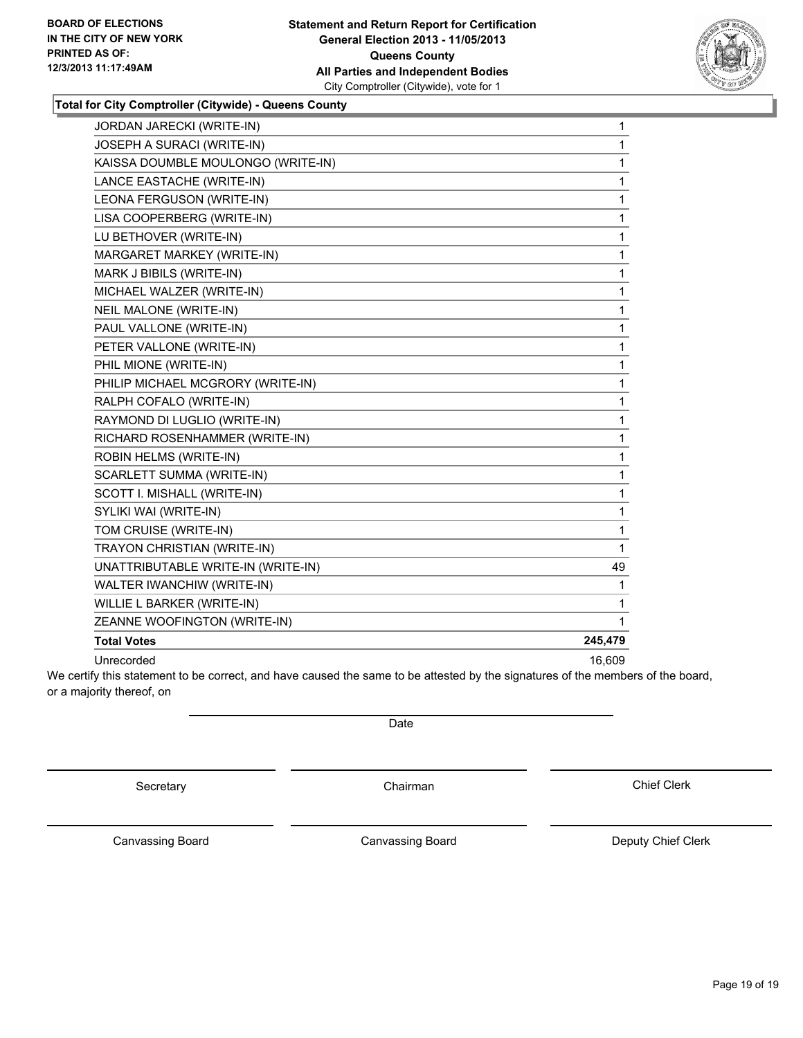**BOARD OF ELECTIONS**
**IN THE CITY OF NEW YORK**
**PRINTED AS OF:**
**12/3/2013 11:17:49AM**

**Statement and Return Report for Certification**
**General Election 2013 - 11/05/2013**
**Queens County**
**All Parties and Independent Bodies**
City Comptroller (Citywide), vote for 1

### Total for City Comptroller (Citywide) - Queens County

| | |
|---|---|
| JORDAN JARECKI (WRITE-IN) | 1 |
| JOSEPH A SURACI (WRITE-IN) | 1 |
| KAISSA DOUMBLE MOULONGO (WRITE-IN) | 1 |
| LANCE EASTACHE (WRITE-IN) | 1 |
| LEONA FERGUSON (WRITE-IN) | 1 |
| LISA COOPERBERG (WRITE-IN) | 1 |
| LU BETHOVER (WRITE-IN) | 1 |
| MARGARET MARKEY (WRITE-IN) | 1 |
| MARK J BIBILS (WRITE-IN) | 1 |
| MICHAEL WALZER (WRITE-IN) | 1 |
| NEIL MALONE (WRITE-IN) | 1 |
| PAUL VALLONE (WRITE-IN) | 1 |
| PETER VALLONE (WRITE-IN) | 1 |
| PHIL MIONE (WRITE-IN) | 1 |
| PHILIP MICHAEL MCGRORY (WRITE-IN) | 1 |
| RALPH COFALO (WRITE-IN) | 1 |
| RAYMOND DI LUGLIO (WRITE-IN) | 1 |
| RICHARD ROSENHAMMER (WRITE-IN) | 1 |
| ROBIN HELMS (WRITE-IN) | 1 |
| SCARLETT SUMMA (WRITE-IN) | 1 |
| SCOTT I. MISHALL (WRITE-IN) | 1 |
| SYLIKI WAI (WRITE-IN) | 1 |
| TOM CRUISE (WRITE-IN) | 1 |
| TRAYON CHRISTIAN (WRITE-IN) | 1 |
| UNATTRIBUTABLE WRITE-IN (WRITE-IN) | 49 |
| WALTER IWANCHIW (WRITE-IN) | 1 |
| WILLIE L BARKER (WRITE-IN) | 1 |
| ZEANNE WOOFINGTON (WRITE-IN) | 1 |
| **Total Votes** | **245,479** |
| Unrecorded | 16,609 |

We certify this statement to be correct, and have caused the same to be attested by the signatures of the members of the board, or a majority thereof, on

Date

Secretary — Chairman — Chief Clerk

Canvassing Board — Canvassing Board — Deputy Chief Clerk